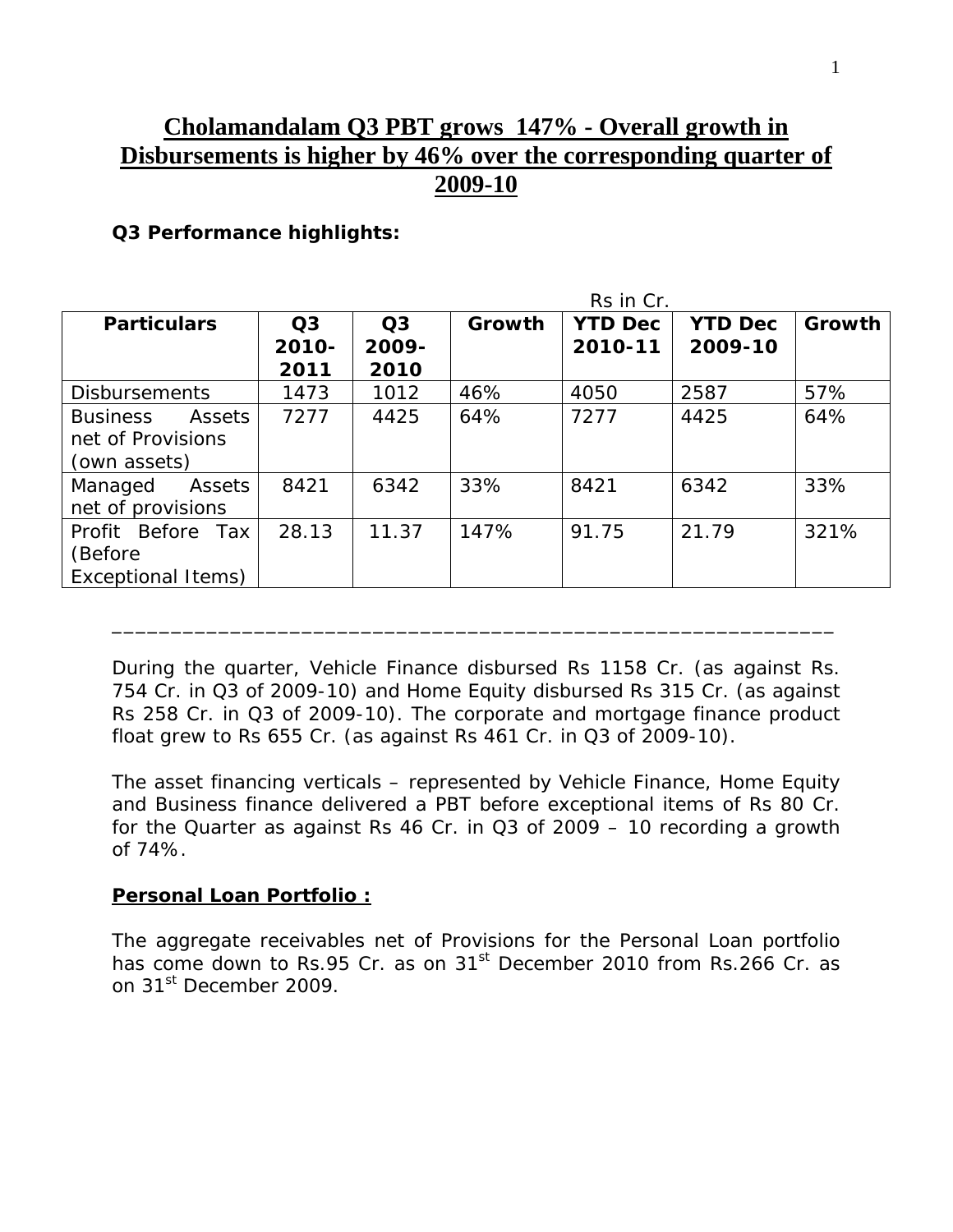# Cholamandalam Q3 PBT grows 147% - Overall growth in Disbursements is higher by 46% over the corresponding quarter of 2009-10

**Q3 Performance highlights:**

Rs in Cr.

| Particulars | Q3 2010-2011 | Q3 2009-2010 | Growth | YTD Dec 2010-11 | YTD Dec 2009-10 | Growth |
|---|---|---|---|---|---|---|
| Disbursements | 1473 | 1012 | 46% | 4050 | 2587 | 57% |
| Business Assets net of Provisions (own assets) | 7277 | 4425 | 64% | 7277 | 4425 | 64% |
| Managed Assets net of provisions | 8421 | 6342 | 33% | 8421 | 6342 | 33% |
| Profit Before Tax (Before Exceptional Items) | 28.13 | 11.37 | 147% | 91.75 | 21.79 | 321% |

---

During the quarter, Vehicle Finance disbursed Rs 1158 Cr. (as against Rs. 754 Cr. in Q3 of 2009-10) and Home Equity disbursed Rs 315 Cr. (as against Rs 258 Cr. in Q3 of 2009-10). The corporate and mortgage finance product float grew to Rs 655 Cr. (as against Rs 461 Cr. in Q3 of 2009-10).

The asset financing verticals – represented by Vehicle Finance, Home Equity and Business finance delivered a PBT before exceptional items of Rs 80 Cr. for the Quarter as against Rs 46 Cr. in Q3 of 2009 – 10 recording a growth of 74%.

**Personal Loan Portfolio :**

The aggregate receivables net of Provisions for the Personal Loan portfolio has come down to Rs.95 Cr. as on 31st December 2010 from Rs.266 Cr. as on 31st December 2009.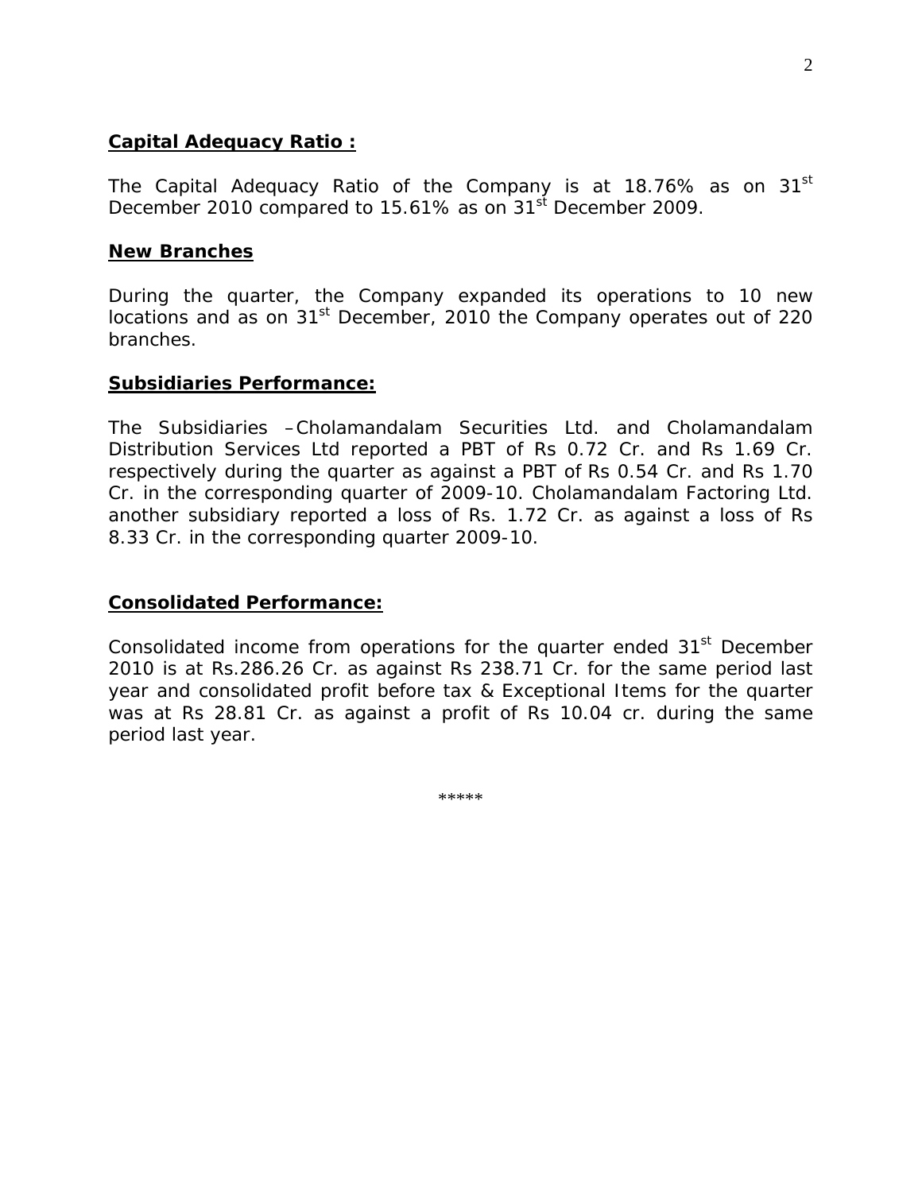**Capital Adequacy Ratio :**

The Capital Adequacy Ratio of the Company is at 18.76% as on 31st December 2010 compared to 15.61% as on 31st December 2009.

**New Branches**

During the quarter, the Company expanded its operations to 10 new locations and as on 31st December, 2010 the Company operates out of 220 branches.

**Subsidiaries Performance:**

The Subsidiaries –Cholamandalam Securities Ltd. and Cholamandalam Distribution Services Ltd reported a PBT of Rs 0.72 Cr. and Rs 1.69 Cr. respectively during the quarter as against a PBT of Rs 0.54 Cr. and Rs 1.70 Cr. in the corresponding quarter of 2009-10. Cholamandalam Factoring Ltd. another subsidiary reported a loss of Rs. 1.72 Cr. as against a loss of Rs 8.33 Cr. in the corresponding quarter 2009-10.

**Consolidated Performance:**

Consolidated income from operations for the quarter ended 31st December 2010 is at Rs.286.26 Cr. as against Rs 238.71 Cr. for the same period last year and consolidated profit before tax & Exceptional Items for the quarter was at Rs 28.81 Cr. as against a profit of Rs 10.04 cr. during the same period last year.

*****